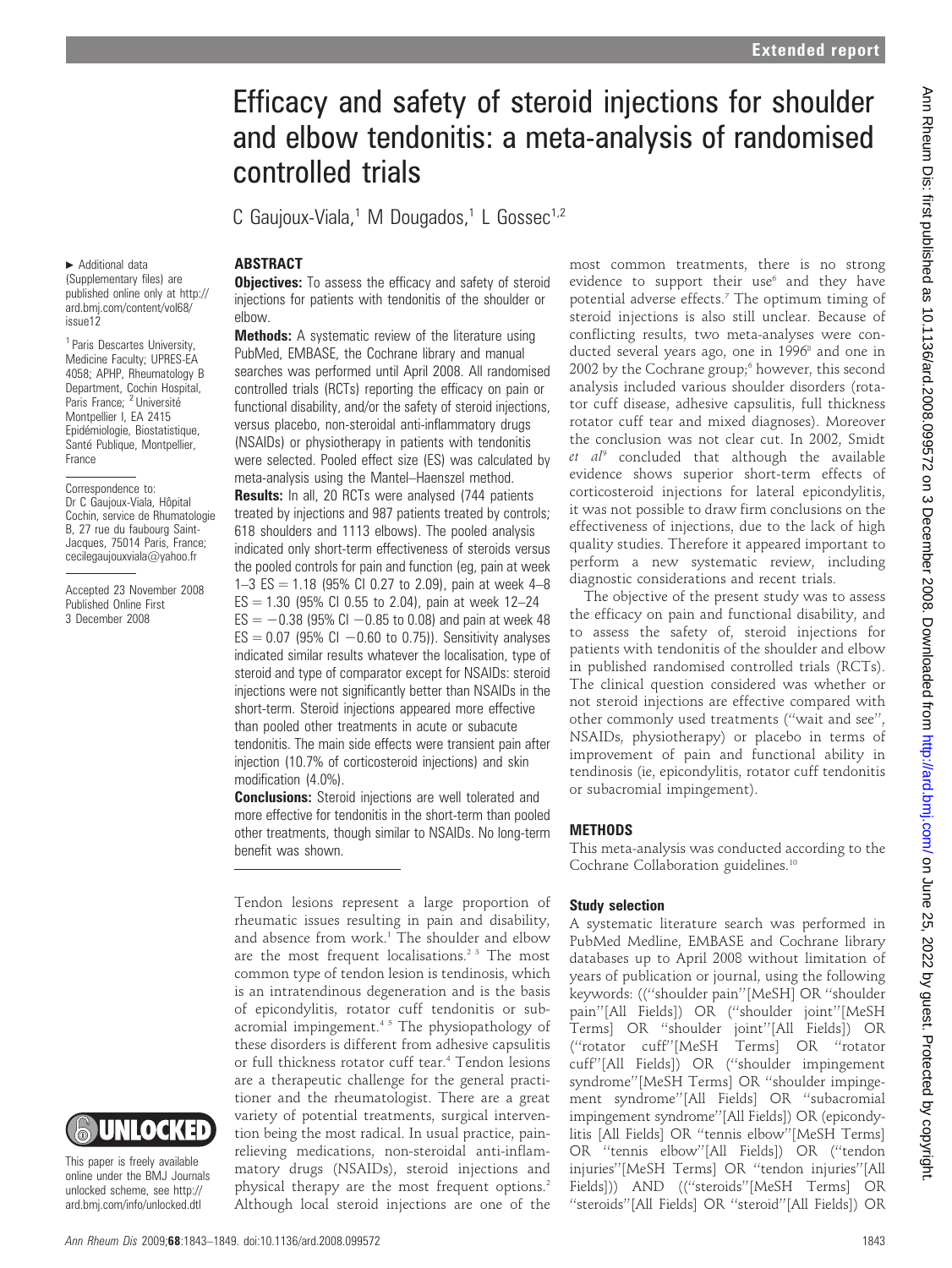# Efficacy and safety of steroid injections for shoulder and elbow tendonitis: a meta-analysis of randomised controlled trials

C Gaujoux-Viala,[1] M Dougados,[1] L Gossec[1,2]

► Additional data (Supplementary files) are published online only at http://ard.bmj.com/content/vol68/issue12

[1] Paris Descartes University, Medicine Faculty; UPRES-EA 4058; APHP, Rheumatology B Department, Cochin Hospital, Paris France; [2] Université Montpellier I, EA 2415 Epidémiologie, Biostatistique, Santé Publique, Montpellier, France

Correspondence to: Dr C Gaujoux-Viala, Hôpital Cochin, service de Rhumatologie B, 27 rue du faubourg Saint-Jacques, 75014 Paris, France; cecilegaujouxviala@yahoo.fr

Accepted 23 November 2008
Published Online First 3 December 2008

This paper is freely available online under the BMJ Journals unlocked scheme, see http://ard.bmj.com/info/unlocked.dtl

## ABSTRACT

**Objectives:** To assess the efficacy and safety of steroid injections for patients with tendonitis of the shoulder or elbow.

**Methods:** A systematic review of the literature using PubMed, EMBASE, the Cochrane library and manual searches was performed until April 2008. All randomised controlled trials (RCTs) reporting the efficacy on pain or functional disability, and/or the safety of steroid injections, versus placebo, non-steroidal anti-inflammatory drugs (NSAIDs) or physiotherapy in patients with tendonitis were selected. Pooled effect size (ES) was calculated by meta-analysis using the Mantel–Haenszel method.

**Results:** In all, 20 RCTs were analysed (744 patients treated by injections and 987 patients treated by controls; 618 shoulders and 1113 elbows). The pooled analysis indicated only short-term effectiveness of steroids versus the pooled controls for pain and function (eg, pain at week 1–3 ES = 1.18 (95% CI 0.27 to 2.09), pain at week 4–8 ES = 1.30 (95% CI 0.55 to 2.04), pain at week 12–24 ES = −0.38 (95% CI −0.85 to 0.08) and pain at week 48 ES = 0.07 (95% CI −0.60 to 0.75)). Sensitivity analyses indicated similar results whatever the localisation, type of steroid and type of comparator except for NSAIDs: steroid injections were not significantly better than NSAIDs in the short-term. Steroid injections appeared more effective than pooled other treatments in acute or subacute tendonitis. The main side effects were transient pain after injection (10.7% of corticosteroid injections) and skin modification (4.0%).

**Conclusions:** Steroid injections are well tolerated and more effective for tendonitis in the short-term than pooled other treatments, though similar to NSAIDs. No long-term benefit was shown.

Tendon lesions represent a large proportion of rheumatic issues resulting in pain and disability, and absence from work.[1] The shoulder and elbow are the most frequent localisations.[2,3] The most common type of tendon lesion is tendinosis, which is an intratendinous degeneration and is the basis of epicondylitis, rotator cuff tendonitis or subacromial impingement.[4,5] The physiopathology of these disorders is different from adhesive capsulitis or full thickness rotator cuff tear.[4] Tendon lesions are a therapeutic challenge for the general practitioner and the rheumatologist. There are a great variety of potential treatments, surgical intervention being the most radical. In usual practice, pain-relieving medications, non-steroidal anti-inflammatory drugs (NSAIDs), steroid injections and physical therapy are the most frequent options.[2] Although local steroid injections are one of the most common treatments, there is no strong evidence to support their use[6] and they have potential adverse effects.[7] The optimum timing of steroid injections is also still unclear. Because of conflicting results, two meta-analyses were conducted several years ago, one in 1996[8] and one in 2002 by the Cochrane group;[6] however, this second analysis included various shoulder disorders (rotator cuff disease, adhesive capsulitis, full thickness rotator cuff tear and mixed diagnoses). Moreover the conclusion was not clear cut. In 2002, Smidt *et al*[9] concluded that although the available evidence shows superior short-term effects of corticosteroid injections for lateral epicondylitis, it was not possible to draw firm conclusions on the effectiveness of injections, due to the lack of high quality studies. Therefore it appeared important to perform a new systematic review, including diagnostic considerations and recent trials.

The objective of the present study was to assess the efficacy on pain and functional disability, and to assess the safety of, steroid injections for patients with tendonitis of the shoulder and elbow in published randomised controlled trials (RCTs). The clinical question considered was whether or not steroid injections are effective compared with other commonly used treatments ("wait and see", NSAIDs, physiotherapy) or placebo in terms of improvement of pain and functional ability in tendinosis (ie, epicondylitis, rotator cuff tendonitis or subacromial impingement).

## METHODS

This meta-analysis was conducted according to the Cochrane Collaboration guidelines.[10]

### Study selection

A systematic literature search was performed in PubMed Medline, EMBASE and Cochrane library databases up to April 2008 without limitation of years of publication or journal, using the following keywords: (("shoulder pain"[MeSH] OR "shoulder pain"[All Fields]) OR ("shoulder joint"[MeSH Terms] OR "shoulder joint"[All Fields]) OR ("rotator cuff"[MeSH Terms] OR "rotator cuff"[All Fields]) OR ("shoulder impingement syndrome"[MeSH Terms] OR "shoulder impingement syndrome"[All Fields] OR "subacromial impingement syndrome"[All Fields]) OR (epicondylitis [All Fields] OR "tennis elbow"[MeSH Terms] OR "tennis elbow"[All Fields]) OR ("tendon injuries"[MeSH Terms] OR "tendon injuries"[All Fields])) AND (("steroids"[MeSH Terms] OR "steroids"[All Fields] OR "steroid"[All Fields]) OR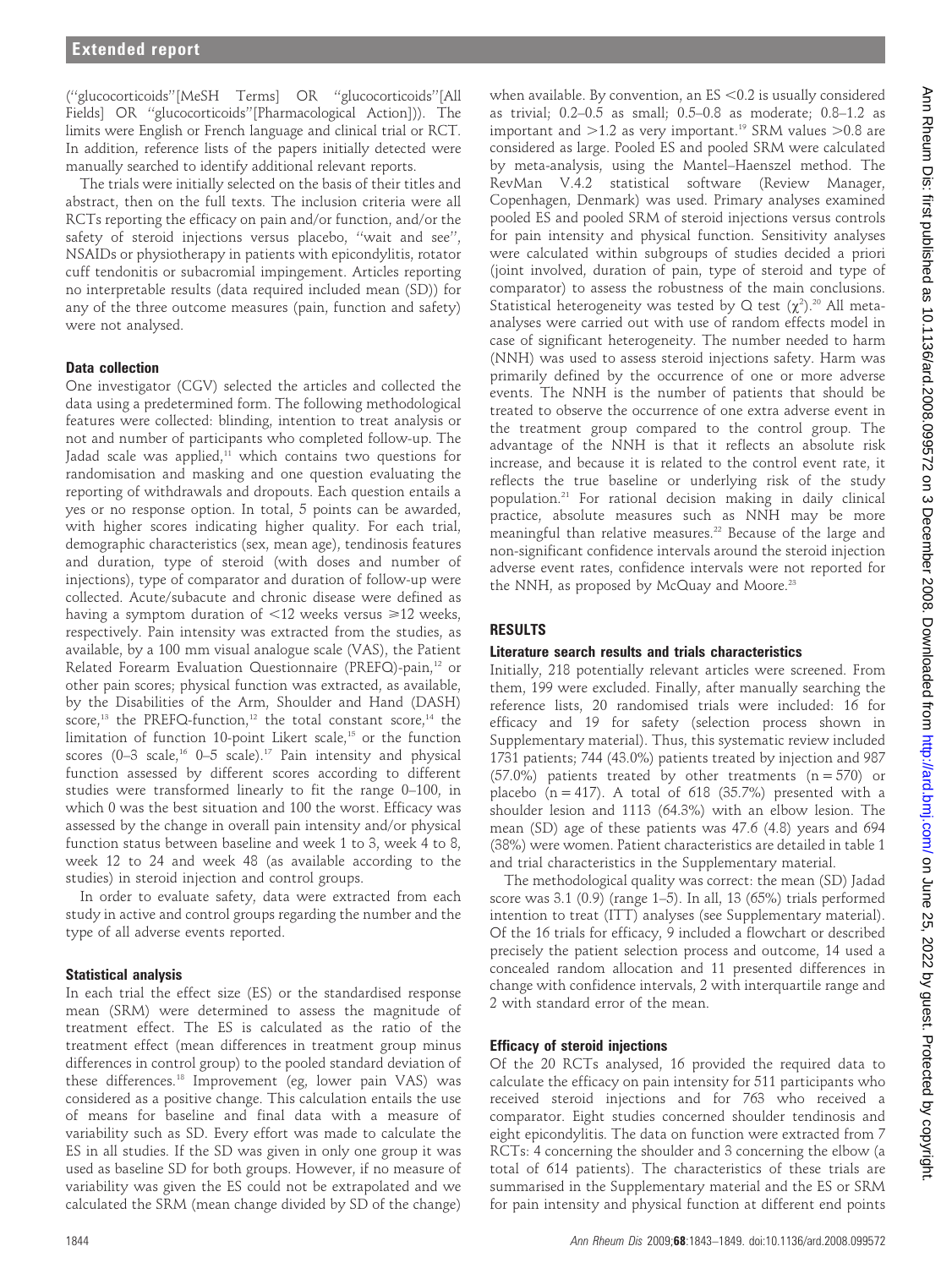("glucocorticoids"[MeSH Terms] OR "glucocorticoids"[All Fields] OR "glucocorticoids"[Pharmacological Action])). The limits were English or French language and clinical trial or RCT. In addition, reference lists of the papers initially detected were manually searched to identify additional relevant reports.

The trials were initially selected on the basis of their titles and abstract, then on the full texts. The inclusion criteria were all RCTs reporting the efficacy on pain and/or function, and/or the safety of steroid injections versus placebo, "wait and see", NSAIDs or physiotherapy in patients with epicondylitis, rotator cuff tendonitis or subacromial impingement. Articles reporting no interpretable results (data required included mean (SD)) for any of the three outcome measures (pain, function and safety) were not analysed.

### Data collection

One investigator (CGV) selected the articles and collected the data using a predetermined form. The following methodological features were collected: blinding, intention to treat analysis or not and number of participants who completed follow-up. The Jadad scale was applied,[11] which contains two questions for randomisation and masking and one question evaluating the reporting of withdrawals and dropouts. Each question entails a yes or no response option. In total, 5 points can be awarded, with higher scores indicating higher quality. For each trial, demographic characteristics (sex, mean age), tendinosis features and duration, type of steroid (with doses and number of injections), type of comparator and duration of follow-up were collected. Acute/subacute and chronic disease were defined as having a symptom duration of $<$12 weeks versus $\geqslant$12 weeks, respectively. Pain intensity was extracted from the studies, as available, by a 100 mm visual analogue scale (VAS), the Patient Related Forearm Evaluation Questionnaire (PREFQ)-pain,[12] or other pain scores; physical function was extracted, as available, by the Disabilities of the Arm, Shoulder and Hand (DASH) score,[13] the PREFQ-function,[12] the total constant score,[14] the limitation of function 10-point Likert scale,[15] or the function scores (0–3 scale,[16] 0–5 scale).[17] Pain intensity and physical function assessed by different scores according to different studies were transformed linearly to fit the range 0–100, in which 0 was the best situation and 100 the worst. Efficacy was assessed by the change in overall pain intensity and/or physical function status between baseline and week 1 to 3, week 4 to 8, week 12 to 24 and week 48 (as available according to the studies) in steroid injection and control groups.

In order to evaluate safety, data were extracted from each study in active and control groups regarding the number and the type of all adverse events reported.

### Statistical analysis

In each trial the effect size (ES) or the standardised response mean (SRM) were determined to assess the magnitude of treatment effect. The ES is calculated as the ratio of the treatment effect (mean differences in treatment group minus mean differences in control group) to the pooled standard deviation of these differences.[18] Improvement (eg, lower pain VAS) was considered as a positive change. This calculation entails the use of means for baseline and final data with a measure of variability such as SD. Every effort was made to calculate the ES in all studies. If the SD was given in only one group it was used as baseline SD for both groups. However, if no measure of variability was given the ES could not be extrapolated and we calculated the SRM (mean change divided by SD of the change) when available. By convention, an ES $<$0.2 is usually considered as trivial; 0.2–0.5 as small; 0.5–0.8 as moderate; 0.8–1.2 as important and $>$1.2 as very important.[19] SRM values $>$0.8 are considered as large. Pooled ES and pooled SRM were calculated by meta-analysis, using the Mantel–Haenszel method. The RevMan V.4.2 statistical software (Review Manager, Copenhagen, Denmark) was used. Primary analyses examined pooled ES and pooled SRM of steroid injections versus controls for pain intensity and physical function. Sensitivity analyses were calculated within subgroups of studies decided a priori (joint involved, duration of pain, type of steroid and type of comparator) to assess the robustness of the main conclusions. Statistical heterogeneity was tested by Q test ($\chi^2$).[20] All meta-analyses were carried out with use of random effects model in case of significant heterogeneity. The number needed to harm (NNH) was used to assess steroid injections safety. Harm was primarily defined by the occurrence of one or more adverse events. The NNH is the number of patients that should be treated to observe the occurrence of one extra adverse event in the treatment group compared to the control group. The advantage of the NNH is that it reflects an absolute risk increase, and because it is related to the control event rate, it reflects the true baseline or underlying risk of the study population.[21] For rational decision making in daily clinical practice, absolute measures such as NNH may be more meaningful than relative measures.[22] Because of the large and non-significant confidence intervals around the steroid injection adverse event rates, confidence intervals were not reported for the NNH, as proposed by McQuay and Moore.[23]

## RESULTS

### Literature search results and trials characteristics

Initially, 218 potentially relevant articles were screened. From them, 199 were excluded. Finally, after manually searching the reference lists, 20 randomised trials were included: 16 for efficacy and 19 for safety (selection process shown in Supplementary material). Thus, this systematic review included 1731 patients; 744 (43.0%) patients treated by injection and 987 (57.0%) patients treated by other treatments (n = 570) or placebo (n = 417). A total of 618 (35.7%) presented with a shoulder lesion and 1113 (64.3%) with an elbow lesion. The mean (SD) age of these patients was 47.6 (4.8) years and 694 (38%) were women. Patient characteristics are detailed in table 1 and trial characteristics in the Supplementary material.

The methodological quality was correct: the mean (SD) Jadad score was 3.1 (0.9) (range 1–5). In all, 13 (65%) trials performed intention to treat (ITT) analyses (see Supplementary material). Of the 16 trials for efficacy, 9 included a flowchart or described precisely the patient selection process and outcome, 14 used a concealed random allocation and 11 presented differences in change with confidence intervals, 2 with interquartile range and 2 with standard error of the mean.

### Efficacy of steroid injections

Of the 20 RCTs analysed, 16 provided the required data to calculate the efficacy on pain intensity for 511 participants who received steroid injections and for 763 who received a comparator. Eight studies concerned shoulder tendinosis and eight epicondylitis. The data on function were extracted from 7 RCTs: 4 concerning the shoulder and 3 concerning the elbow (a total of 614 patients). The characteristics of these trials are summarised in the Supplementary material and the ES or SRM for pain intensity and physical function at different end points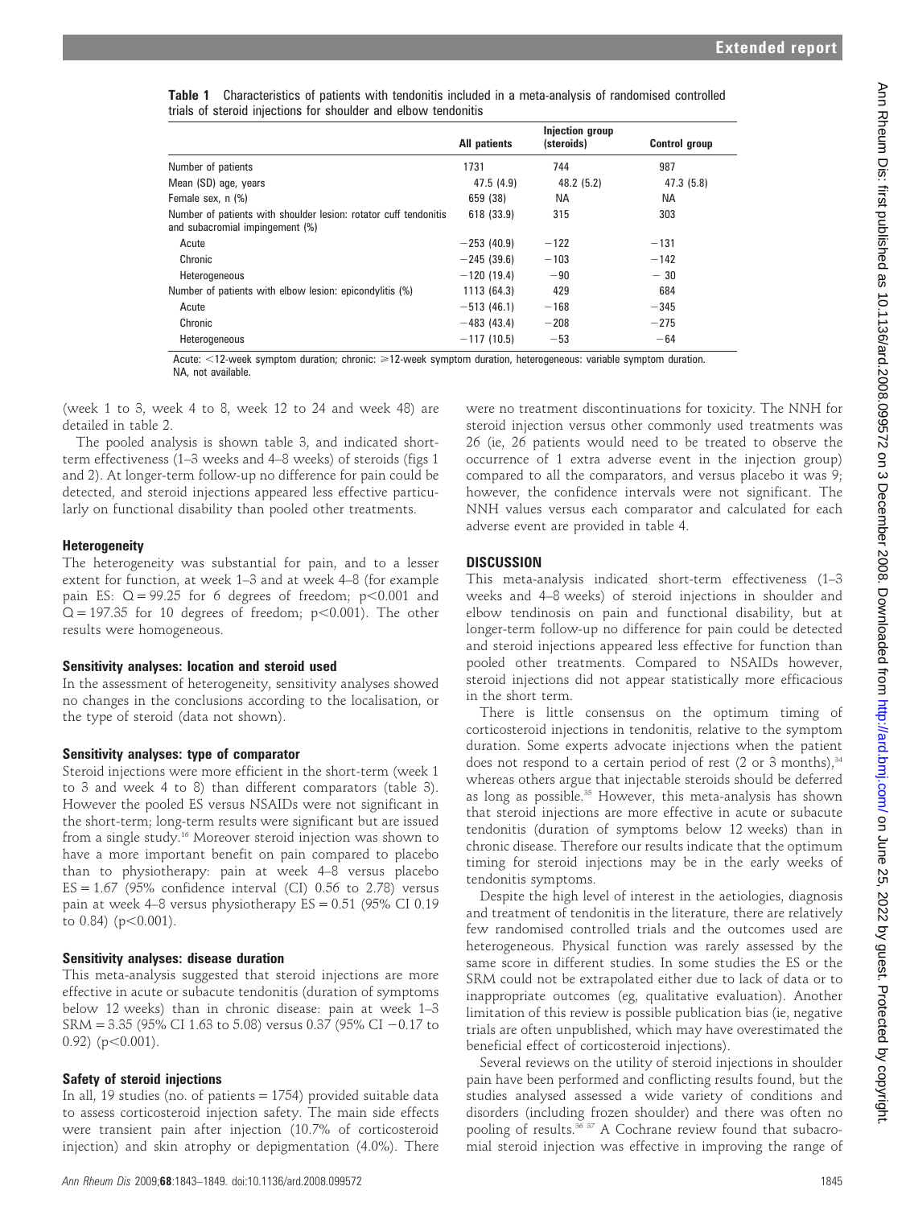**Table 1** Characteristics of patients with tendonitis included in a meta-analysis of randomised controlled trials of steroid injections for shoulder and elbow tendonitis

| | All patients | Injection group (steroids) | Control group |
|---|---|---|---|
| Number of patients | 1731 | 744 | 987 |
| Mean (SD) age, years | 47.5 (4.9) | 48.2 (5.2) | 47.3 (5.8) |
| Female sex, n (%) | 659 (38) | NA | NA |
| Number of patients with shoulder lesion: rotator cuff tendonitis and subacromial impingement (%) | 618 (33.9) | 315 | 303 |
| Acute | −253 (40.9) | −122 | −131 |
| Chronic | −245 (39.6) | −103 | −142 |
| Heterogeneous | −120 (19.4) | −90 | − 30 |
| Number of patients with elbow lesion: epicondylitis (%) | 1113 (64.3) | 429 | 684 |
| Acute | −513 (46.1) | −168 | −345 |
| Chronic | −483 (43.4) | −208 | −275 |
| Heterogeneous | −117 (10.5) | −53 | −64 |

Acute: <12-week symptom duration; chronic: ≥12-week symptom duration, heterogeneous: variable symptom duration.
NA, not available.

(week 1 to 3, week 4 to 8, week 12 to 24 and week 48) are detailed in table 2.

The pooled analysis is shown table 3, and indicated short-term effectiveness (1–3 weeks and 4–8 weeks) of steroids (figs 1 and 2). At longer-term follow-up no difference for pain could be detected, and steroid injections appeared less effective particularly on functional disability than pooled other treatments.

### Heterogeneity

The heterogeneity was substantial for pain, and to a lesser extent for function, at week 1–3 and at week 4–8 (for example pain ES: $Q = 99.25$ for 6 degrees of freedom; $p<0.001$ and $Q = 197.35$ for 10 degrees of freedom; $p<0.001$). The other results were homogeneous.

### Sensitivity analyses: location and steroid used

In the assessment of heterogeneity, sensitivity analyses showed no changes in the conclusions according to the localisation, or the type of steroid (data not shown).

### Sensitivity analyses: type of comparator

Steroid injections were more efficient in the short-term (week 1 to 3 and week 4 to 8) than different comparators (table 3). However the pooled ES versus NSAIDs were not significant in the short-term; long-term results were significant but are issued from a single study.[16] Moreover steroid injection was shown to have a more important benefit on pain compared to placebo than to physiotherapy: pain at week 4–8 versus placebo ES = 1.67 (95% confidence interval (CI) 0.56 to 2.78) versus pain at week 4–8 versus physiotherapy ES = 0.51 (95% CI 0.19 to 0.84) ($p<0.001$).

### Sensitivity analyses: disease duration

This meta-analysis suggested that steroid injections are more effective in acute or subacute tendonitis (duration of symptoms below 12 weeks) than in chronic disease: pain at week 1–3 SRM = 3.35 (95% CI 1.63 to 5.08) versus 0.37 (95% CI −0.17 to 0.92) ($p<0.001$).

### Safety of steroid injections

In all, 19 studies (no. of patients = 1754) provided suitable data to assess corticosteroid injection safety. The main side effects were transient pain after injection (10.7% of corticosteroid injection) and skin atrophy or depigmentation (4.0%). There were no treatment discontinuations for toxicity. The NNH for steroid injection versus other commonly used treatments was 26 (ie, 26 patients would need to be treated to observe the occurrence of 1 extra adverse event in the injection group) compared to all the comparators, and versus placebo it was 9; however, the confidence intervals were not significant. The NNH values versus each comparator and calculated for each adverse event are provided in table 4.

## DISCUSSION

This meta-analysis indicated short-term effectiveness (1–3 weeks and 4–8 weeks) of steroid injections in shoulder and elbow tendinosis on pain and functional disability, but at longer-term follow-up no difference for pain could be detected and steroid injections appeared less effective for function than pooled other treatments. Compared to NSAIDs however, steroid injections did not appear statistically more efficacious in the short term.

There is little consensus on the optimum timing of corticosteroid injections in tendonitis, relative to the symptom duration. Some experts advocate injections when the patient does not respond to a certain period of rest (2 or 3 months),[34] whereas others argue that injectable steroids should be deferred as long as possible.[35] However, this meta-analysis has shown that steroid injections are more effective in acute or subacute tendonitis (duration of symptoms below 12 weeks) than in chronic disease. Therefore our results indicate that the optimum timing for steroid injections may be in the early weeks of tendonitis symptoms.

Despite the high level of interest in the aetiologies, diagnosis and treatment of tendonitis in the literature, there are relatively few randomised controlled trials and the outcomes used are heterogeneous. Physical function was rarely assessed by the same score in different studies. In some studies the ES or the SRM could not be extrapolated either due to lack of data or to inappropriate outcomes (eg, qualitative evaluation). Another limitation of this review is possible publication bias (ie, negative trials are often unpublished, which may have overestimated the beneficial effect of corticosteroid injections).

Several reviews on the utility of steroid injections in shoulder pain have been performed and conflicting results found, but the studies analysed assessed a wide variety of conditions and disorders (including frozen shoulder) and there was often no pooling of results.[36 37] A Cochrane review found that subacromial steroid injection was effective in improving the range of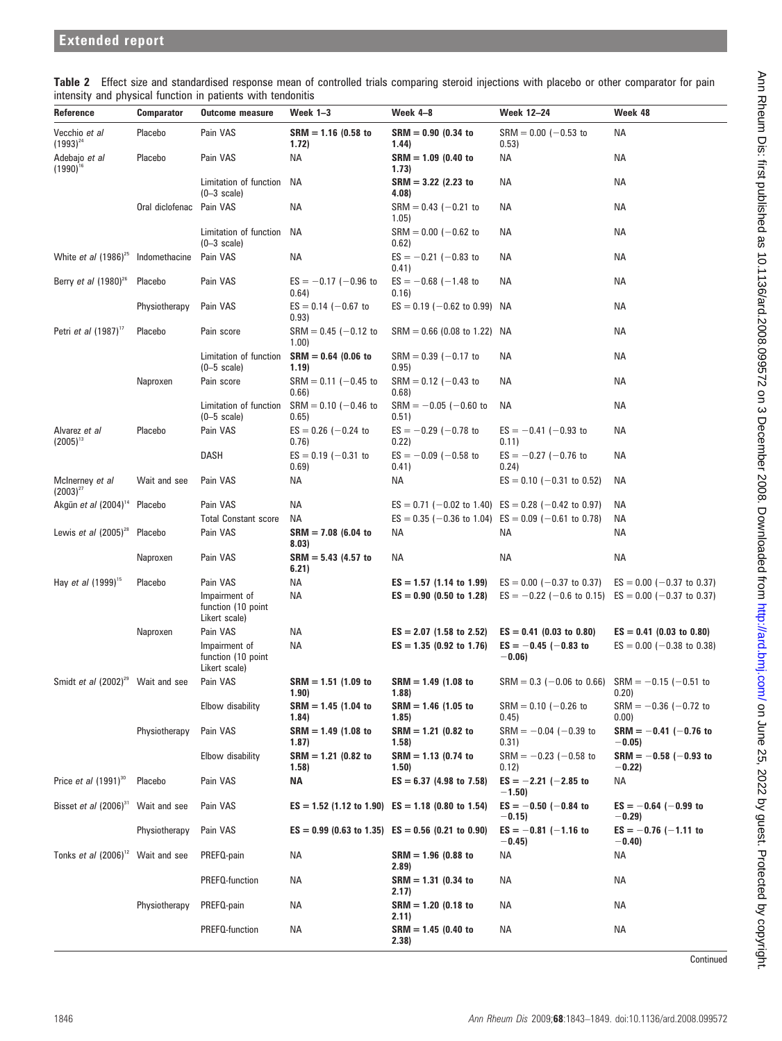**Table 2** Effect size and standardised response mean of controlled trials comparing steroid injections with placebo or other comparator for pain intensity and physical function in patients with tendonitis

| Reference | Comparator | Outcome measure | Week 1–3 | Week 4–8 | Week 12–24 | Week 48 |
|---|---|---|---|---|---|---|
| Vecchio *et al* (1993)[24] | Placebo | Pain VAS | **SRM = 1.16 (0.58 to 1.72)** | **SRM = 0.90 (0.34 to 1.44)** | SRM = 0.00 (−0.53 to 0.53) | NA |
| Adebajo *et al* (1990)[16] | Placebo | Pain VAS | NA | **SRM = 1.09 (0.40 to 1.73)** | NA | NA |
| | | Limitation of function (0–3 scale) | NA | **SRM = 3.22 (2.23 to 4.08)** | NA | NA |
| | Oral diclofenac | Pain VAS | NA | SRM = 0.43 (−0.21 to 1.05) | NA | NA |
| | | Limitation of function (0–3 scale) | NA | SRM = 0.00 (−0.62 to 0.62) | NA | NA |
| White *et al* (1986)[25] | Indomethacine | Pain VAS | NA | ES = −0.21 (−0.83 to 0.41) | NA | NA |
| Berry *et al* (1980)[26] | Placebo | Pain VAS | ES = −0.17 (−0.96 to 0.64) | ES = −0.68 (−1.48 to 0.16) | NA | NA |
| | Physiotherapy | Pain VAS | ES = 0.14 (−0.67 to 0.93) | ES = 0.19 (−0.62 to 0.99) | NA | NA |
| Petri *et al* (1987)[17] | Placebo | Pain score | SRM = 0.45 (−0.12 to 1.00) | SRM = 0.66 (0.08 to 1.22) | NA | NA |
| | | Limitation of function (0–5 scale) | **SRM = 0.64 (0.06 to 1.19)** | SRM = 0.39 (−0.17 to 0.95) | NA | NA |
| | Naproxen | Pain score | SRM = 0.11 (−0.45 to 0.66) | SRM = 0.12 (−0.43 to 0.68) | NA | NA |
| | | Limitation of function (0–5 scale) | SRM = 0.10 (−0.46 to 0.65) | SRM = −0.05 (−0.60 to 0.51) | NA | NA |
| Alvarez *et al* (2005)[13] | Placebo | Pain VAS | ES = 0.26 (−0.24 to 0.76) | ES = −0.29 (−0.78 to 0.22) | ES = −0.41 (−0.93 to 0.11) | NA |
| | | DASH | ES = 0.19 (−0.31 to 0.69) | ES = −0.09 (−0.58 to 0.41) | ES = −0.27 (−0.76 to 0.24) | NA |
| McInerney *et al* (2003)[27] | Wait and see | Pain VAS | NA | NA | ES = 0.10 (−0.31 to 0.52) | NA |
| Akgün *et al* (2004)[14] | Placebo | Pain VAS | NA | ES = 0.71 (−0.02 to 1.40) | ES = 0.28 (−0.42 to 0.97) | NA |
| | | Total Constant score | NA | ES = 0.35 (−0.36 to 1.04) | ES = 0.09 (−0.61 to 0.78) | NA |
| Lewis *et al* (2005)[28] | Placebo | Pain VAS | **SRM = 7.08 (6.04 to 8.03)** | NA | NA | NA |
| | Naproxen | Pain VAS | **SRM = 5.43 (4.57 to 6.21)** | NA | NA | NA |
| Hay *et al* (1999)[15] | Placebo | Pain VAS | NA | **ES = 1.57 (1.14 to 1.99)** | ES = 0.00 (−0.37 to 0.37) | ES = 0.00 (−0.37 to 0.37) |
| | | Impairment of function (10 point Likert scale) | NA | **ES = 0.90 (0.50 to 1.28)** | ES = −0.22 (−0.6 to 0.15) | ES = 0.00 (−0.37 to 0.37) |
| | Naproxen | Pain VAS | NA | **ES = 2.07 (1.58 to 2.52)** | **ES = 0.41 (0.03 to 0.80)** | **ES = 0.41 (0.03 to 0.80)** |
| | | Impairment of function (10 point Likert scale) | NA | **ES = 1.35 (0.92 to 1.76)** | **ES = −0.45 (−0.83 to −0.06)** | ES = 0.00 (−0.38 to 0.38) |
| Smidt *et al* (2002)[29] | Wait and see | Pain VAS | **SRM = 1.51 (1.09 to 1.90)** | **SRM = 1.49 (1.08 to 1.88)** | SRM = 0.3 (−0.06 to 0.66) | SRM = −0.15 (−0.51 to 0.20) |
| | | Elbow disability | **SRM = 1.45 (1.04 to 1.84)** | **SRM = 1.46 (1.05 to 1.85)** | SRM = 0.10 (−0.26 to 0.45) | SRM = −0.36 (−0.72 to 0.00) |
| | Physiotherapy | Pain VAS | **SRM = 1.49 (1.08 to 1.87)** | **SRM = 1.21 (0.82 to 1.58)** | SRM = −0.04 (−0.39 to 0.31) | **SRM = −0.41 (−0.76 to −0.05)** |
| | | Elbow disability | **SRM = 1.21 (0.82 to 1.58)** | **SRM = 1.13 (0.74 to 1.50)** | SRM = −0.23 (−0.58 to 0.12) | **SRM = −0.58 (−0.93 to −0.22)** |
| Price *et al* (1991)[30] | Placebo | Pain VAS | **NA** | **ES = 6.37 (4.98 to 7.58)** | **ES = −2.21 (−2.85 to −1.50)** | NA |
| Bisset *et al* (2006)[31] | Wait and see | Pain VAS | **ES = 1.52 (1.12 to 1.90)** | **ES = 1.18 (0.80 to 1.54)** | **ES = −0.50 (−0.84 to −0.15)** | **ES = −0.64 (−0.99 to −0.29)** |
| | Physiotherapy | Pain VAS | **ES = 0.99 (0.63 to 1.35)** | **ES = 0.56 (0.21 to 0.90)** | **ES = −0.81 (−1.16 to −0.45)** | **ES = −0.76 (−1.11 to −0.40)** |
| Tonks *et al* (2006)[12] | Wait and see | PREFQ-pain | NA | **SRM = 1.96 (0.88 to 2.89)** | NA | NA |
| | | PREFQ-function | NA | **SRM = 1.31 (0.34 to 2.17)** | NA | NA |
| | Physiotherapy | PREFQ-pain | NA | **SRM = 1.20 (0.18 to 2.11)** | NA | NA |
| | | PREFQ-function | NA | **SRM = 1.45 (0.40 to 2.38)** | NA | NA |

Continued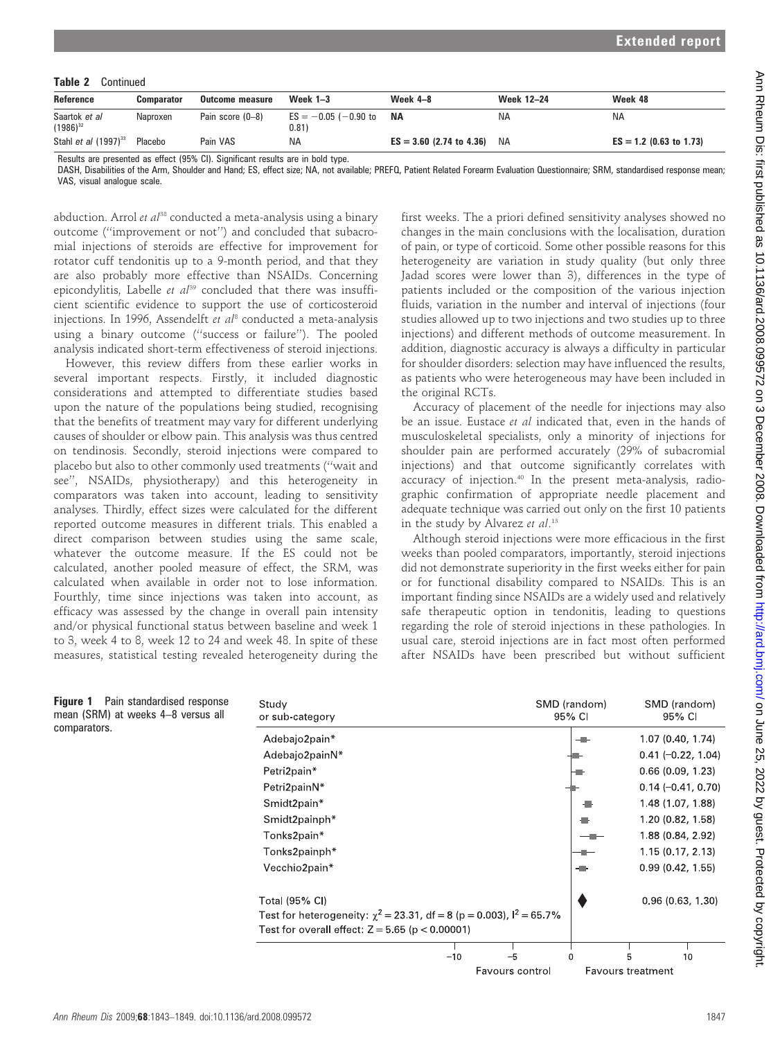**Table 2** Continued

| Reference | Comparator | Outcome measure | Week 1–3 | Week 4–8 | Week 12–24 | Week 48 |
|---|---|---|---|---|---|---|
| Saartok *et al* (1986)[32] | Naproxen | Pain score (0–8) | ES = −0.05 (−0.90 to 0.81) | NA | NA | NA |
| Stahl *et al* (1997)[33] | Placebo | Pain VAS | NA | **ES = 3.60 (2.74 to 4.36)** | NA | **ES = 1.2 (0.63 to 1.73)** |

Results are presented as effect (95% CI). Significant results are in bold type.
DASH, Disabilities of the Arm, Shoulder and Hand; ES, effect size; NA, not available; PREFQ, Patient Related Forearm Evaluation Questionnaire; SRM, standardised response mean; VAS, visual analogue scale.

abduction. Arrol *et al*[38] conducted a meta-analysis using a binary outcome ("improvement or not") and concluded that subacromial injections of steroids are effective for improvement for rotator cuff tendonitis up to a 9-month period, and that they are also probably more effective than NSAIDs. Concerning epicondylitis, Labelle *et al*[39] concluded that there was insufficient scientific evidence to support the use of corticosteroid injections. In 1996, Assendelft *et al*[8] conducted a meta-analysis using a binary outcome ("success or failure"). The pooled analysis indicated short-term effectiveness of steroid injections.

However, this review differs from these earlier works in several important respects. Firstly, it included diagnostic considerations and attempted to differentiate studies based upon the nature of the populations being studied, recognising that the benefits of treatment may vary for different underlying causes of shoulder or elbow pain. This analysis was thus centred on tendinosis. Secondly, steroid injections were compared to placebo but also to other commonly used treatments ("wait and see", NSAIDs, physiotherapy) and this heterogeneity in comparators was taken into account, leading to sensitivity analyses. Thirdly, effect sizes were calculated for the different reported outcome measures in different trials. This enabled a direct comparison between studies using the same scale, whatever the outcome measure. If the ES could not be calculated, another pooled measure of effect, the SRM, was calculated when available in order not to lose information. Fourthly, time since injections was taken into account, as efficacy was assessed by the change in overall pain intensity and/or physical functional status between baseline and week 1 to 3, week 4 to 8, week 12 to 24 and week 48. In spite of these measures, statistical testing revealed heterogeneity during the first weeks. The a priori defined sensitivity analyses showed no changes in the main conclusions with the localisation, duration of pain, or type of corticoid. Some other possible reasons for this heterogeneity are variation in study quality (but only three Jadad scores were lower than 3), differences in the type of patients included or the composition of the various injection fluids, variation in the number and interval of injections (four studies allowed up to two injections and two studies up to three injections) and different methods of outcome measurement. In addition, diagnostic accuracy is always a difficulty in particular for shoulder disorders: selection may have influenced the results, as patients who were heterogeneous may have been included in the original RCTs.

Accuracy of placement of the needle for injections may also be an issue. Eustace *et al* indicated that, even in the hands of musculoskeletal specialists, only a minority of injections for shoulder pain are performed accurately (29% of subacromial injections) and that outcome significantly correlates with accuracy of injection.[40] In the present meta-analysis, radiographic confirmation of appropriate needle placement and adequate technique was carried out only on the first 10 patients in the study by Alvarez *et al*.[13]

Although steroid injections were more efficacious in the first weeks than pooled comparators, importantly, steroid injections did not demonstrate superiority in the first weeks either for pain or for functional disability compared to NSAIDs. This is an important finding since NSAIDs are a widely used and relatively safe therapeutic option in tendonitis, leading to questions regarding the role of steroid injections in these pathologies. In usual care, steroid injections are in fact most often performed after NSAIDs have been prescribed but without sufficient

**Figure 1** Pain standardised response mean (SRM) at weeks 4–8 versus all comparators.

Study or sub-category
SMD (random) 95% CI
SMD (random) 95% CI

Adebajo2pain* 1.07 (0.40, 1.74)
Adebajo2painN* 0.41 (−0.22, 1.04)
Petri2pain* 0.66 (0.09, 1.23)
Petri2painN* 0.14 (−0.41, 0.70)
Smidt2pain* 1.48 (1.07, 1.88)
Smidt2painph* 1.20 (0.82, 1.58)
Tonks2pain* 1.88 (0.84, 2.92)
Tonks2painph* 1.15 (0.17, 2.13)
Vecchio2pain* 0.99 (0.42, 1.55)

Total (95% CI) 0.96 (0.63, 1.30)
Test for heterogeneity: $\chi^2 = 23.31$, df = 8 ($p = 0.003$), $I^2 = 65.7\%$
Test for overall effect: $Z = 5.65$ ($p < 0.00001$)

−10 −5 0 5 10
Favours control Favours treatment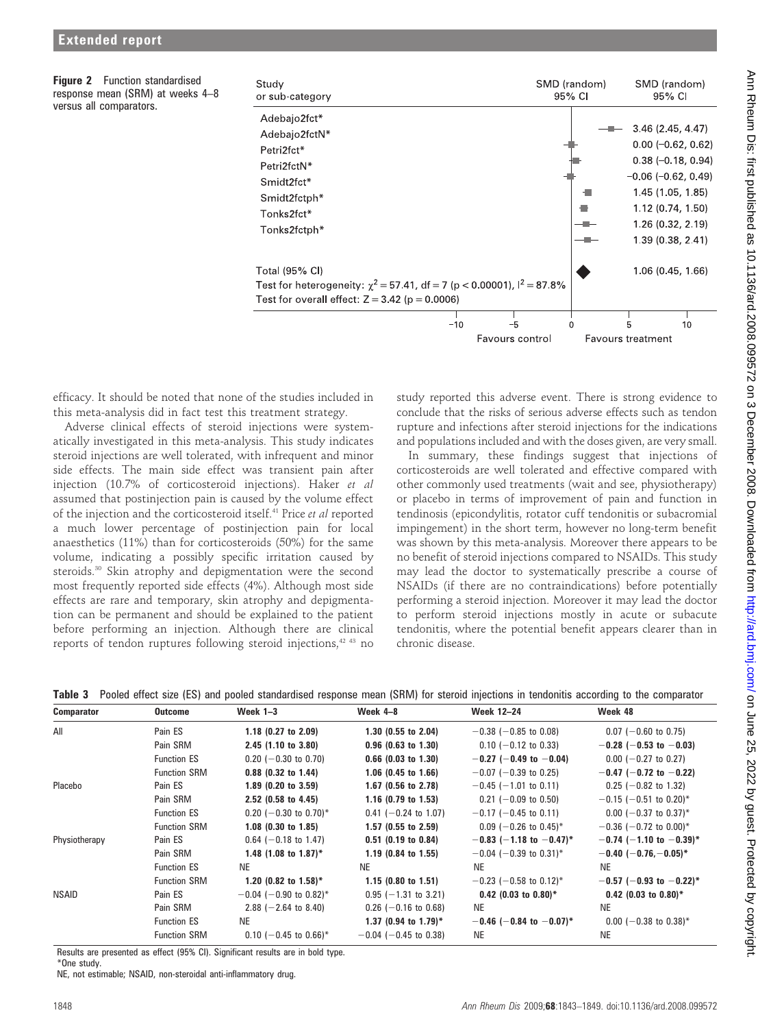**Figure 2** Function standardised response mean (SRM) at weeks 4–8 versus all comparators.

| Study or sub-category | SMD (random) 95% CI |
|---|---|
| Adebajo2fct* | 3.46 (2.45, 4.47) |
| Adebajo2fctN* | 0.00 (−0.62, 0.62) |
| Petri2fct* | 0.38 (−0.18, 0.94) |
| Petri2fctN* | −0.06 (−0.62, 0.49) |
| Smidt2fct* | 1.45 (1.05, 1.85) |
| Smidt2fctph* | 1.12 (0.74, 1.50) |
| Tonks2fct* | 1.26 (0.32, 2.19) |
| Tonks2fctph* | 1.39 (0.38, 2.41) |
| Total (95% CI) | 1.06 (0.45, 1.66) |

Test for heterogeneity: $\chi^2 = 57.41$, df = 7 ($p < 0.00001$), $I^2 = 87.8\%$
Test for overall effect: $Z = 3.42$ ($p = 0.0006$)

Favours control / Favours treatment

efficacy. It should be noted that none of the studies included in this meta-analysis did in fact test this treatment strategy.

Adverse clinical effects of steroid injections were systematically investigated in this meta-analysis. This study indicates steroid injections are well tolerated, with infrequent and minor side effects. The main side effect was transient pain after injection (10.7% of corticosteroid injections). Haker *et al* assumed that postinjection pain is caused by the volume effect of the injection and the corticosteroid itself.[41] Price *et al* reported a much lower percentage of postinjection pain for local anaesthetics (11%) than for corticosteroids (50%) for the same volume, indicating a possibly specific irritation caused by steroids.[30] Skin atrophy and depigmentation were the second most frequently reported side effects (4%). Although most side effects are rare and temporary, skin atrophy and depigmentation can be permanent and should be explained to the patient before performing an injection. Although there are clinical reports of tendon ruptures following steroid injections,[42 43] no study reported this adverse event. There is strong evidence to conclude that the risks of serious adverse effects such as tendon rupture and infections after steroid injections for the indications and populations included and with the doses given, are very small.

In summary, these findings suggest that injections of corticosteroids are well tolerated and effective compared with other commonly used treatments (wait and see, physiotherapy) or placebo in terms of improvement of pain and function in tendinosis (epicondylitis, rotator cuff tendonitis or subacromial impingement) in the short term, however no long-term benefit was shown by this meta-analysis. Moreover there appears to be no benefit of steroid injections compared to NSAIDs. This study may lead the doctor to systematically prescribe a course of NSAIDs (if there are no contraindications) before potentially performing a steroid injection. Moreover it may lead the doctor to perform steroid injections mostly in acute or subacute tendonitis, where the potential benefit appears clearer than in chronic disease.

**Table 3** Pooled effect size (ES) and pooled standardised response mean (SRM) for steroid injections in tendonitis according to the comparator

| Comparator | Outcome | Week 1–3 | Week 4–8 | Week 12–24 | Week 48 |
|---|---|---|---|---|---|
| All | Pain ES | **1.18 (0.27 to 2.09)** | **1.30 (0.55 to 2.04)** | −0.38 (−0.85 to 0.08) | 0.07 (−0.60 to 0.75) |
| | Pain SRM | **2.45 (1.10 to 3.80)** | **0.96 (0.63 to 1.30)** | 0.10 (−0.12 to 0.33) | **−0.28 (−0.53 to −0.03)** |
| | Function ES | 0.20 (−0.30 to 0.70) | **0.66 (0.03 to 1.30)** | **−0.27 (−0.49 to −0.04)** | 0.00 (−0.27 to 0.27) |
| | Function SRM | **0.88 (0.32 to 1.44)** | **1.06 (0.45 to 1.66)** | −0.07 (−0.39 to 0.25) | **−0.47 (−0.72 to −0.22)** |
| Placebo | Pain ES | **1.89 (0.20 to 3.59)** | **1.67 (0.56 to 2.78)** | −0.45 (−1.01 to 0.11) | 0.25 (−0.82 to 1.32) |
| | Pain SRM | **2.52 (0.58 to 4.45)** | **1.16 (0.79 to 1.53)** | 0.21 (−0.09 to 0.50) | −0.15 (−0.51 to 0.20)* |
| | Function ES | 0.20 (−0.30 to 0.70)* | 0.41 (−0.24 to 1.07) | −0.17 (−0.45 to 0.11) | 0.00 (−0.37 to 0.37)* |
| | Function SRM | **1.08 (0.30 to 1.85)** | **1.57 (0.55 to 2.59)** | 0.09 (−0.26 to 0.45)* | −0.36 (−0.72 to 0.00)* |
| Physiotherapy | Pain ES | 0.64 (−0.18 to 1.47) | **0.51 (0.19 to 0.84)** | **−0.83 (−1.18 to −0.47)*** | **−0.74 (−1.10 to −0.39)*** |
| | Pain SRM | **1.48 (1.08 to 1.87)*** | **1.19 (0.84 to 1.55)** | −0.04 (−0.39 to 0.31)* | **−0.40 (−0.76, −0.05)*** |
| | Function ES | NE | NE | NE | NE |
| | Function SRM | **1.20 (0.82 to 1.58)*** | **1.15 (0.80 to 1.51)** | −0.23 (−0.58 to 0.12)* | **−0.57 (−0.93 to −0.22)*** |
| NSAID | Pain ES | −0.04 (−0.90 to 0.82)* | 0.95 (−1.31 to 3.21) | **0.42 (0.03 to 0.80)*** | **0.42 (0.03 to 0.80)*** |
| | Pain SRM | 2.88 (−2.64 to 8.40) | 0.26 (−0.16 to 0.68) | NE | NE |
| | Function ES | NE | **1.37 (0.94 to 1.79)*** | **−0.46 (−0.84 to −0.07)*** | 0.00 (−0.38 to 0.38)* |
| | Function SRM | 0.10 (−0.45 to 0.66)* | −0.04 (−0.45 to 0.38) | NE | NE |

Results are presented as effect (95% CI). Significant results are in bold type.
*One study.
NE, not estimable; NSAID, non-steroidal anti-inflammatory drug.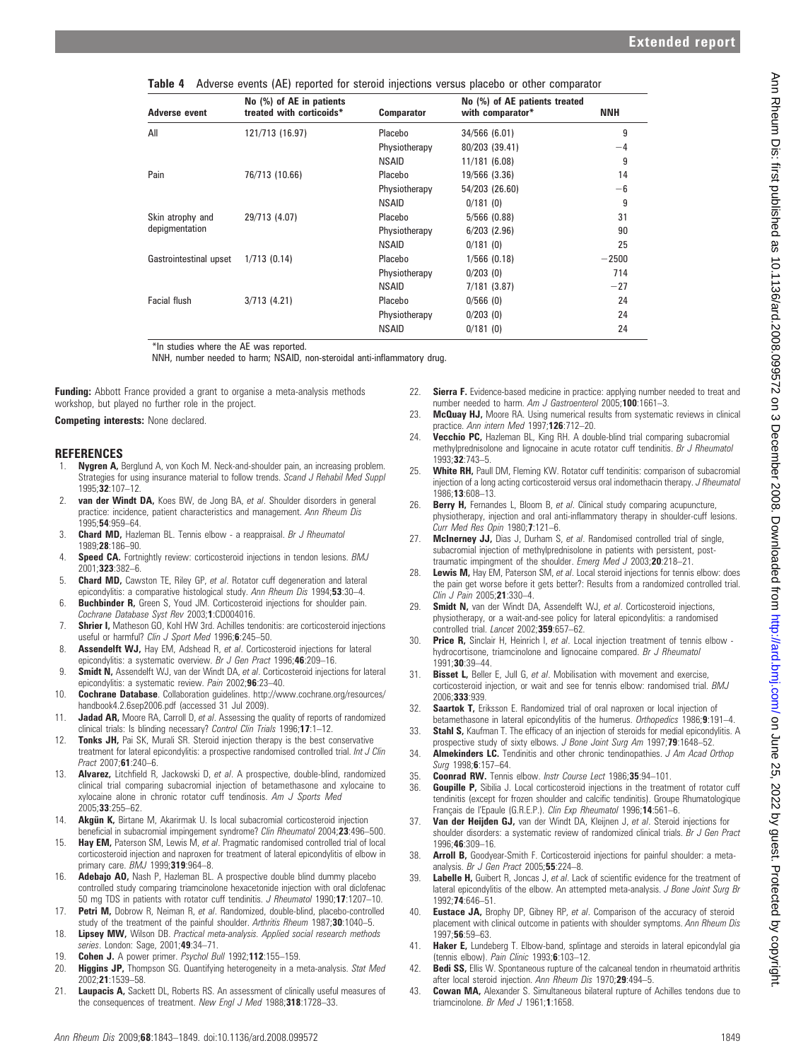**Table 4** Adverse events (AE) reported for steroid injections versus placebo or other comparator

| Adverse event | No (%) of AE in patients treated with corticoids* | Comparator | No (%) of AE patients treated with comparator* | NNH |
|---|---|---|---|---|
| All | 121/713 (16.97) | Placebo | 34/566 (6.01) | 9 |
| | | Physiotherapy | 80/203 (39.41) | −4 |
| | | NSAID | 11/181 (6.08) | 9 |
| Pain | 76/713 (10.66) | Placebo | 19/566 (3.36) | 14 |
| | | Physiotherapy | 54/203 (26.60) | −6 |
| | | NSAID | 0/181 (0) | 9 |
| Skin atrophy and depigmentation | 29/713 (4.07) | Placebo | 5/566 (0.88) | 31 |
| | | Physiotherapy | 6/203 (2.96) | 90 |
| | | NSAID | 0/181 (0) | 25 |
| Gastrointestinal upset | 1/713 (0.14) | Placebo | 1/566 (0.18) | −2500 |
| | | Physiotherapy | 0/203 (0) | 714 |
| | | NSAID | 7/181 (3.87) | −27 |
| Facial flush | 3/713 (4.21) | Placebo | 0/566 (0) | 24 |
| | | Physiotherapy | 0/203 (0) | 24 |
| | | NSAID | 0/181 (0) | 24 |

*In studies where the AE was reported.

NNH, number needed to harm; NSAID, non-steroidal anti-inflammatory drug.

**Funding:** Abbott France provided a grant to organise a meta-analysis methods workshop, but played no further role in the project.

**Competing interests:** None declared.

## REFERENCES

1. **Nygren A,** Berglund A, von Koch M. Neck-and-shoulder pain, an increasing problem. Strategies for using insurance material to follow trends. *Scand J Rehabil Med Suppl* 1995;**32**:107–12.
2. **van der Windt DA,** Koes BW, de Jong BA, *et al*. Shoulder disorders in general practice: incidence, patient characteristics and management. *Ann Rheum Dis* 1995;**54**:959–64.
3. **Chard MD,** Hazleman BL. Tennis elbow - a reappraisal. *Br J Rheumatol* 1989;**28**:186–90.
4. **Speed CA.** Fortnightly review: corticosteroid injections in tendon lesions. *BMJ* 2001;**323**:382–6.
5. **Chard MD,** Cawston TE, Riley GP, *et al*. Rotator cuff degeneration and lateral epicondylitis: a comparative histological study. *Ann Rheum Dis* 1994;**53**:30–4.
6. **Buchbinder R,** Green S, Youd JM. Corticosteroid injections for shoulder pain. *Cochrane Database Syst Rev* 2003;**1**:CD004016.
7. **Shrier I,** Matheson GO, Kohl HW 3rd. Achilles tendonitis: are corticosteroid injections useful or harmful? *Clin J Sport Med* 1996;**6**:245–50.
8. **Assendelft WJ,** Hay EM, Adshead R, *et al*. Corticosteroid injections for lateral epicondylitis: a systematic overview. *Br J Gen Pract* 1996;**46**:209–16.
9. **Smidt N,** Assendelft WJ, van der Windt DA, *et al*. Corticosteroid injections for lateral epicondylitis: a systematic review. *Pain* 2002;**96**:23–40.
10. **Cochrane Database**. Collaboration guidelines. http://www.cochrane.org/resources/handbook4.2.6sep2006.pdf (accessed 31 Jul 2009).
11. **Jadad AR,** Moore RA, Carroll D, *et al*. Assessing the quality of reports of randomized clinical trials: Is blinding necessary? *Control Clin Trials* 1996;**17**:1–12.
12. **Tonks JH,** Pai SK, Murali SR. Steroid injection therapy is the best conservative treatment for lateral epicondylitis: a prospective randomised controlled trial. *Int J Clin Pract* 2007;**61**:240–6.
13. **Alvarez,** Litchfield R, Jackowski D, *et al*. A prospective, double-blind, randomized clinical trial comparing subacromial injection of betamethasone and xylocaine to xylocaine alone in chronic rotator cuff tendinosis. *Am J Sports Med* 2005;**33**:255–62.
14. **Akgün K,** Birtane M, Akarirmak U. Is local subacromial corticosteroid injection beneficial in subacromial impingement syndrome? *Clin Rheumatol* 2004;**23**:496–500.
15. **Hay EM,** Paterson SM, Lewis M, *et al*. Pragmatic randomised controlled trial of local corticosteroid injection and naproxen for treatment of lateral epicondylitis of elbow in primary care. *BMJ* 1999;**319**:964–8.
16. **Adebajo AO,** Nash P, Hazleman BL. A prospective double blind dummy placebo controlled study comparing triamcinolone hexacetonide injection with oral diclofenac 50 mg TDS in patients with rotator cuff tendinitis. *J Rheumatol* 1990;**17**:1207–10.
17. **Petri M,** Dobrow R, Neiman R, *et al*. Randomized, double-blind, placebo-controlled study of the treatment of the painful shoulder. *Arthritis Rheum* 1987;**30**:1040–5.
18. **Lipsey MW,** Wilson DB. *Practical meta-analysis. Applied social research methods series*. London: Sage, 2001;**49**:34–71.
19. **Cohen J.** A power primer. *Psychol Bull* 1992;**112**:155–159.
20. **Higgins JP,** Thompson SG. Quantifying heterogeneity in a meta-analysis. *Stat Med* 2002;**21**:1539–58.
21. **Laupacis A,** Sackett DL, Roberts RS. An assessment of clinically useful measures of the consequences of treatment. *New Engl J Med* 1988;**318**:1728–33.
22. **Sierra F.** Evidence-based medicine in practice: applying number needed to treat and number needed to harm. *Am J Gastroenterol* 2005;**100**:1661–3.
23. **McQuay HJ,** Moore RA. Using numerical results from systematic reviews in clinical practice. *Ann intern Med* 1997;**126**:712–20.
24. **Vecchio PC,** Hazleman BL, King RH. A double-blind trial comparing subacromial methylprednisolone and lignocaine in acute rotator cuff tendinitis. *Br J Rheumatol* 1993;**32**:743–5.
25. **White RH,** Paull DM, Fleming KW. Rotator cuff tendinitis: comparison of subacromial injection of a long acting corticosteroid versus oral indomethacin therapy. *J Rheumatol* 1986;**13**:608–13.
26. **Berry H,** Fernandes L, Bloom B, *et al*. Clinical study comparing acupuncture, physiotherapy, injection and oral anti-inflammatory therapy in shoulder-cuff lesions. *Curr Med Res Opin* 1980;**7**:121–6.
27. **McInerney JJ,** Dias J, Durham S, *et al*. Randomised controlled trial of single, subacromial injection of methylprednisolone in patients with persistent, post-traumatic impingment of the shoulder. *Emerg Med J* 2003;**20**:218–21.
28. **Lewis M,** Hay EM, Paterson SM, *et al*. Local steroid injections for tennis elbow: does the pain get worse before it gets better?: Results from a randomized controlled trial. *Clin J Pain* 2005;**21**:330–4.
29. **Smidt N,** van der Windt DA, Assendelft WJ, *et al*. Corticosteroid injections, physiotherapy, or a wait-and-see policy for lateral epicondylitis: a randomised controlled trial. *Lancet* 2002;**359**:657–62.
30. **Price R,** Sinclair H, Heinrich I, *et al*. Local injection treatment of tennis elbow - hydrocortisone, triamcinolone and lignocaine compared. *Br J Rheumatol* 1991;**30**:39–44.
31. **Bisset L,** Beller E, Jull G, *et al*. Mobilisation with movement and exercise, corticosteroid injection, or wait and see for tennis elbow: randomised trial. *BMJ* 2006;**333**:939.
32. **Saartok T,** Eriksson E. Randomized trial of oral naproxen or local injection of betamethasone in lateral epicondylitis of the humerus. *Orthopedics* 1986;**9**:191–4.
33. **Stahl S,** Kaufman T. The efficacy of an injection of steroids for medial epicondylitis. A prospective study of sixty elbows. *J Bone Joint Surg Am* 1997;**79**:1648–52.
34. **Almekinders LC.** Tendinitis and other chronic tendinopathies. *J Am Acad Orthop Surg* 1998;**6**:157–64.
35. **Coonrad RW.** Tennis elbow. *Instr Course Lect* 1986;**35**:94–101.
36. **Goupille P,** Sibilia J. Local corticosteroid injections in the treatment of rotator cuff tendinitis (except for frozen shoulder and calcific tendinitis). Groupe Rhumatologique Français de l'Epaule (G.R.E.P.). *Clin Exp Rheumatol* 1996;**14**:561–6.
37. **Van der Heijden GJ,** van der Windt DA, Kleijnen J, *et al*. Steroid injections for shoulder disorders: a systematic review of randomized clinical trials. *Br J Gen Pract* 1996;**46**:309–16.
38. **Arroll B,** Goodyear-Smith F. Corticosteroid injections for painful shoulder: a meta-analysis. *Br J Gen Pract* 2005;**55**:224–8.
39. **Labelle H,** Guibert R, Joncas J, *et al*. Lack of scientific evidence for the treatment of lateral epicondylitis of the elbow. An attempted meta-analysis. *J Bone Joint Surg Br* 1992;**74**:646–51.
40. **Eustace JA,** Brophy DP, Gibney RP, *et al*. Comparison of the accuracy of steroid placement with clinical outcome in patients with shoulder symptoms. *Ann Rheum Dis* 1997;**56**:59–63.
41. **Haker E,** Lundeberg T. Elbow-band, splintage and steroids in lateral epicondylal gia (tennis elbow). *Pain Clinic* 1993;**6**:103–12.
42. **Bedi SS,** Ellis W. Spontaneous rupture of the calcaneal tendon in rheumatoid arthritis after local steroid injection. *Ann Rheum Dis* 1970;**29**:494–5.
43. **Cowan MA,** Alexander S. Simultaneous bilateral rupture of Achilles tendons due to triamcinolone. *Br Med J* 1961;**1**:1658.